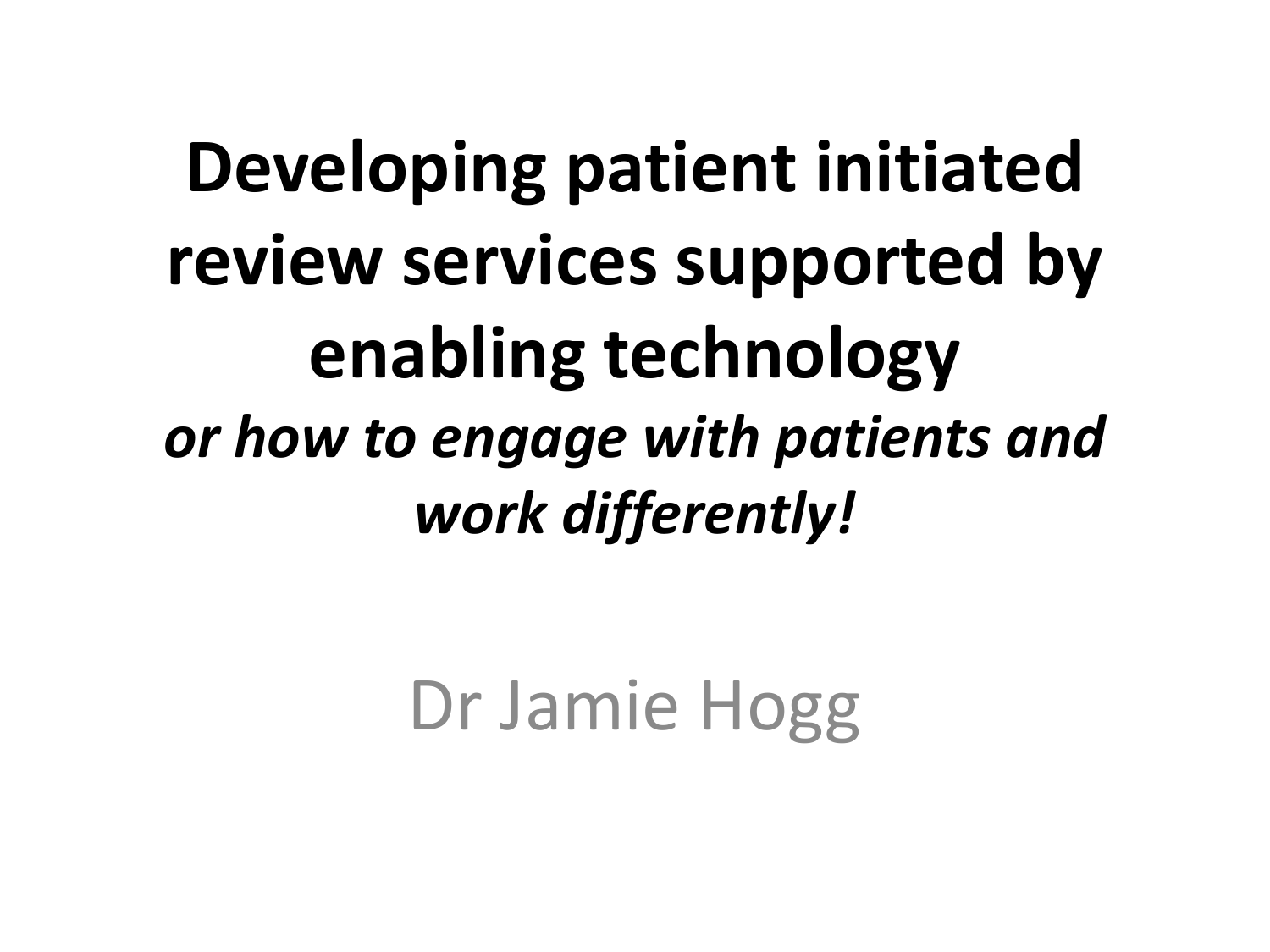# Developing patient initiated review services supported by enabling technology

***or how to engage with patients and work differently!***

Dr Jamie Hogg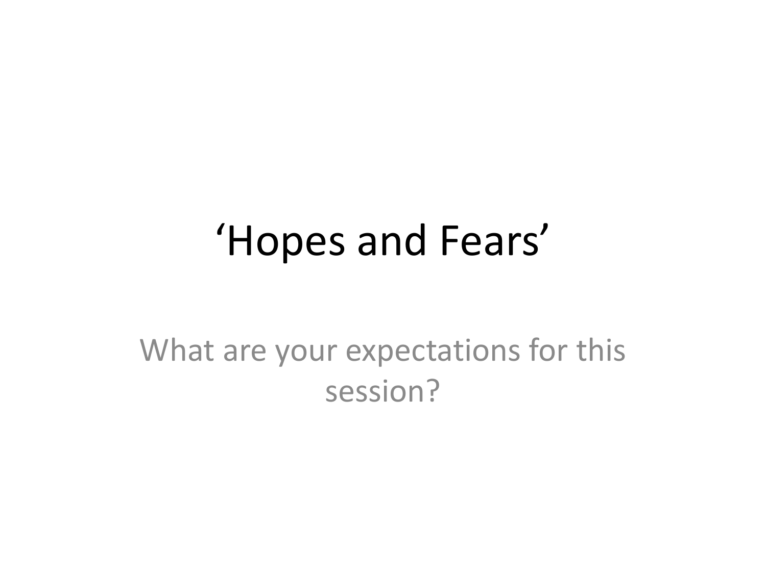# ‘Hopes and Fears’

What are your expectations for this session?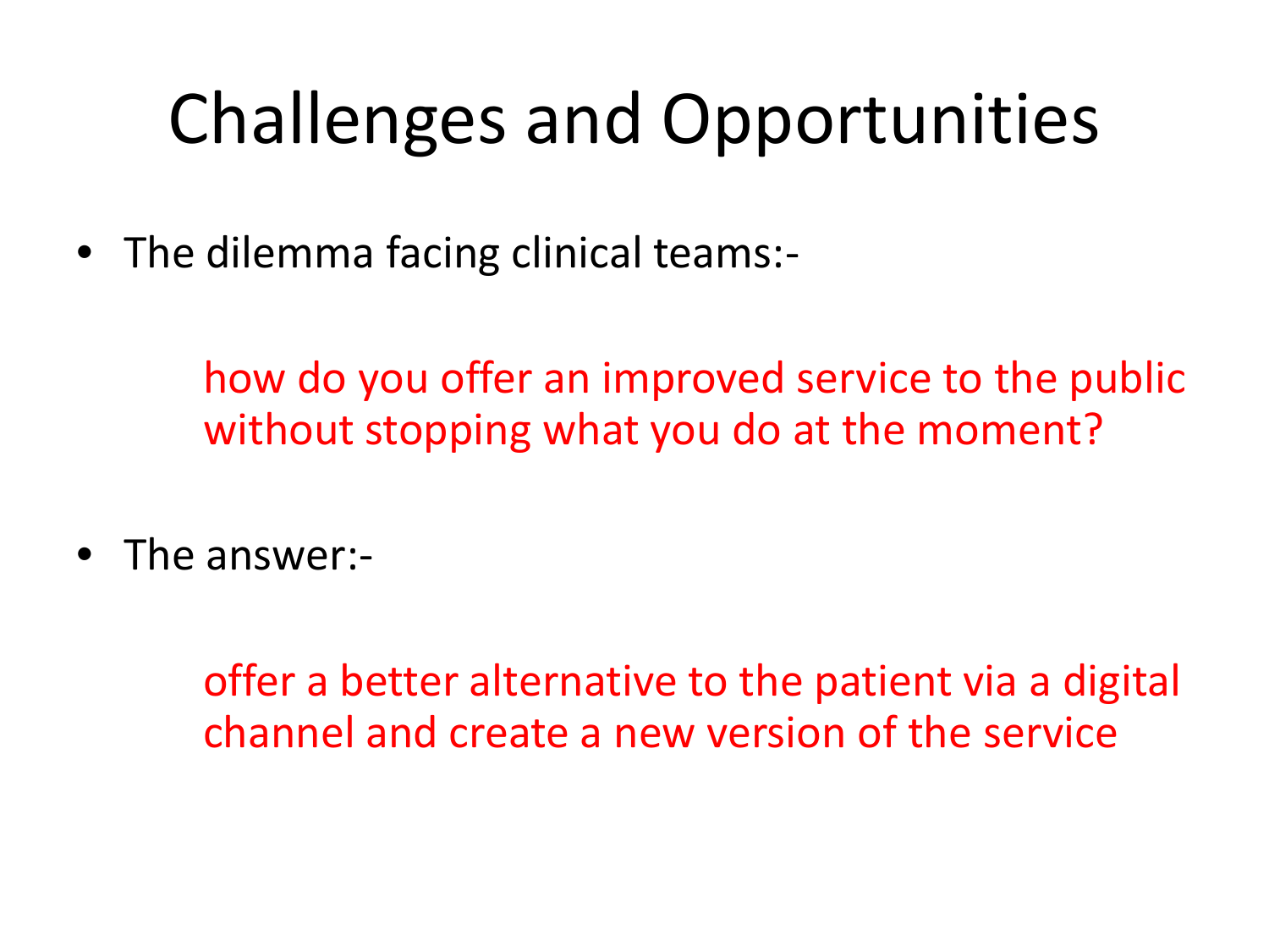# Challenges and Opportunities

- The dilemma facing clinical teams:-

  how do you offer an improved service to the public without stopping what you do at the moment?

- The answer:-

  offer a better alternative to the patient via a digital channel and create a new version of the service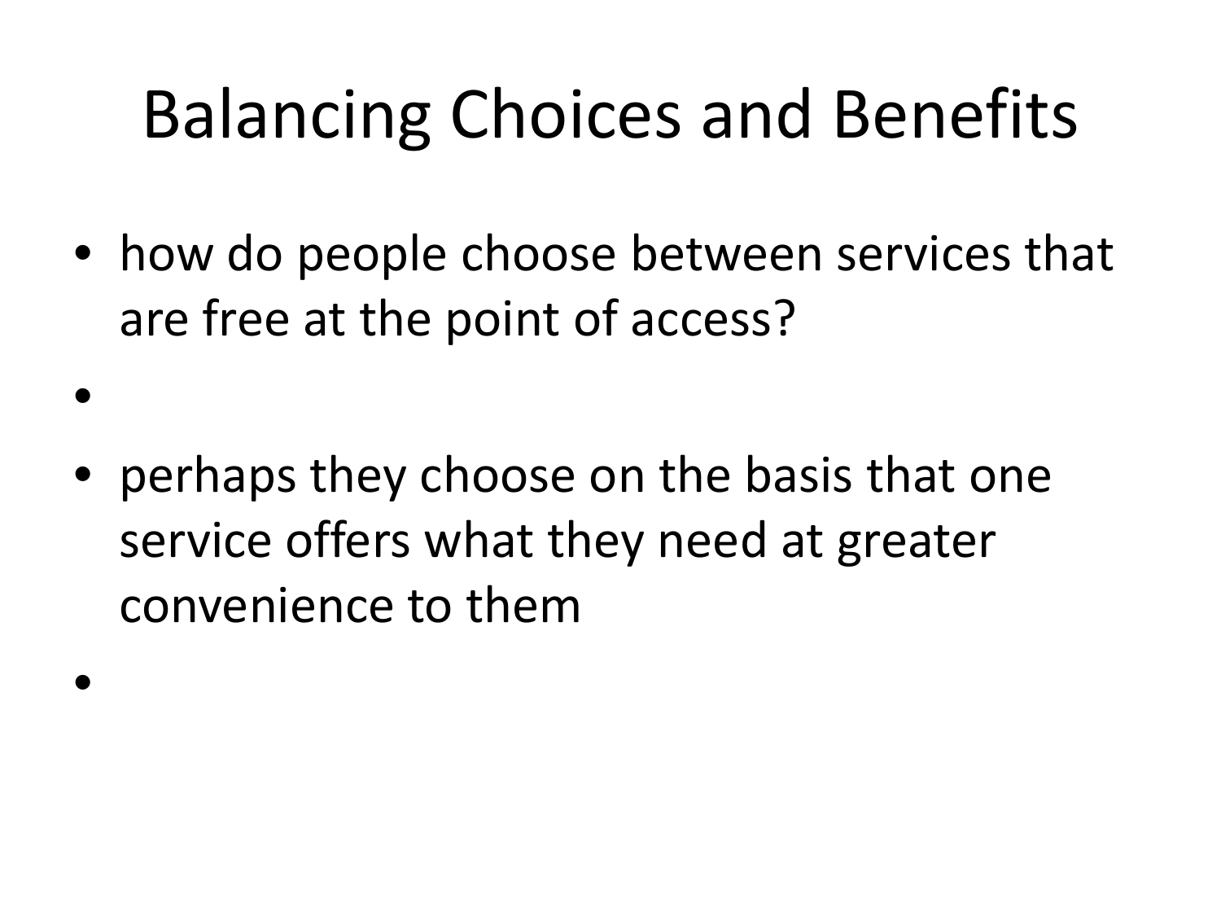# Balancing Choices and Benefits

- how do people choose between services that are free at the point of access?
- 
- perhaps they choose on the basis that one service offers what they need at greater convenience to them
-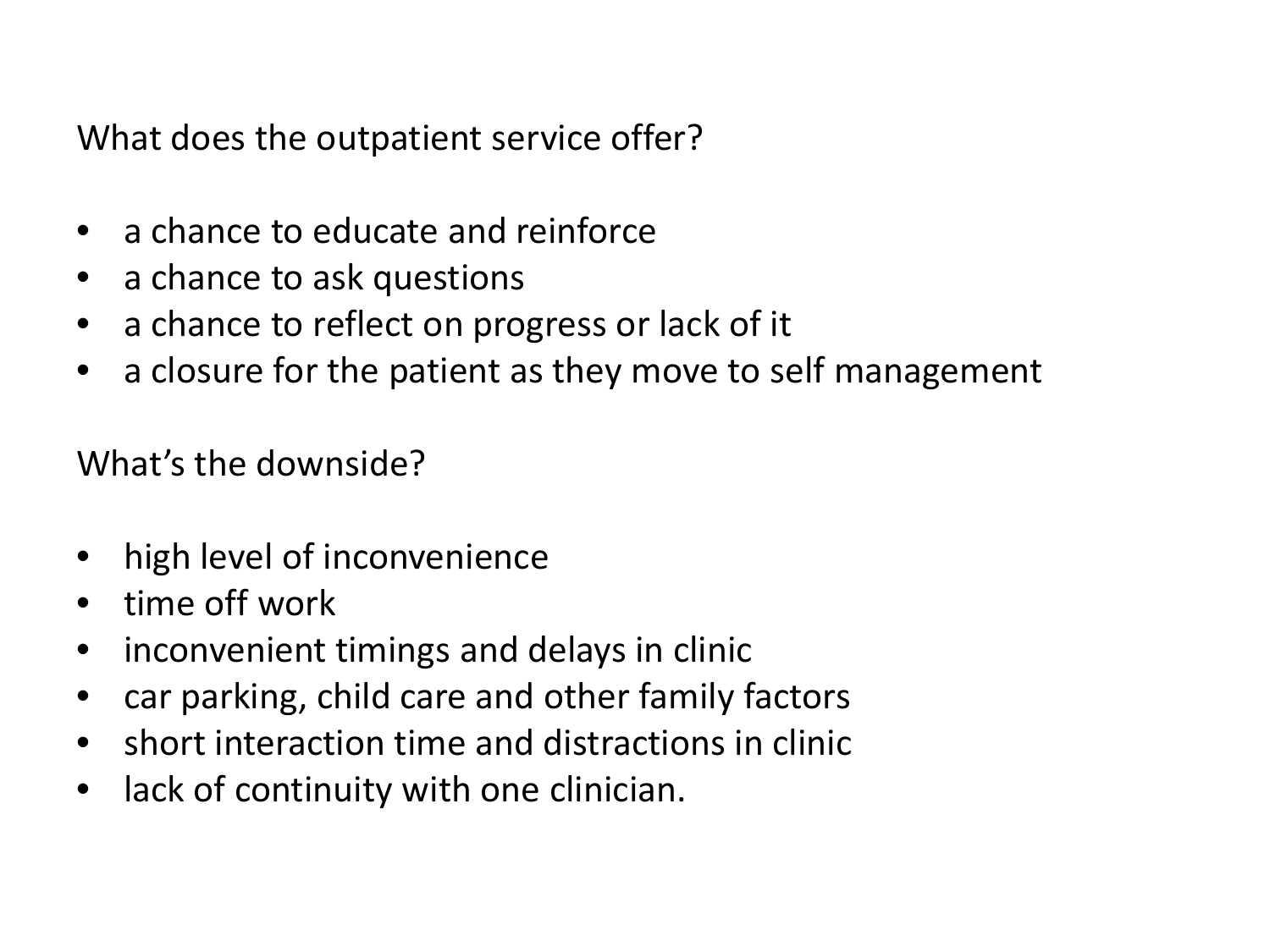What does the outpatient service offer?

- a chance to educate and reinforce
- a chance to ask questions
- a chance to reflect on progress or lack of it
- a closure for the patient as they move to self management

What's the downside?

- high level of inconvenience
- time off work
- inconvenient timings and delays in clinic
- car parking, child care and other family factors
- short interaction time and distractions in clinic
- lack of continuity with one clinician.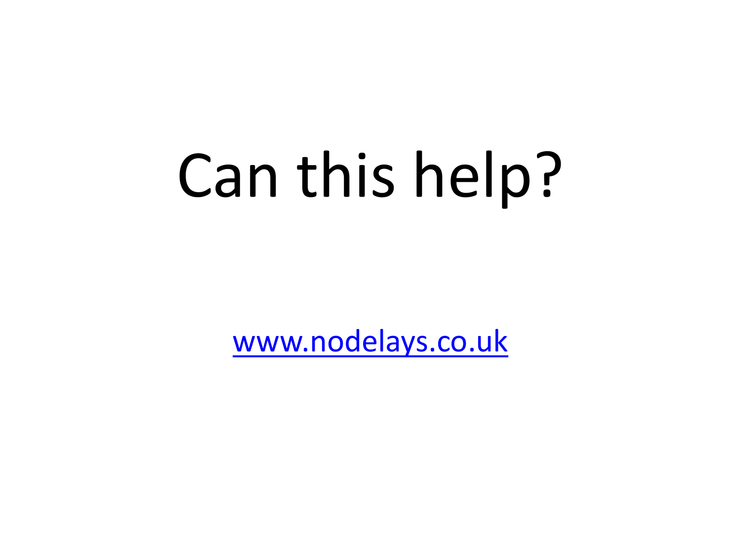# Can this help?

[www.nodelays.co.uk](http://www.nodelays.co.uk)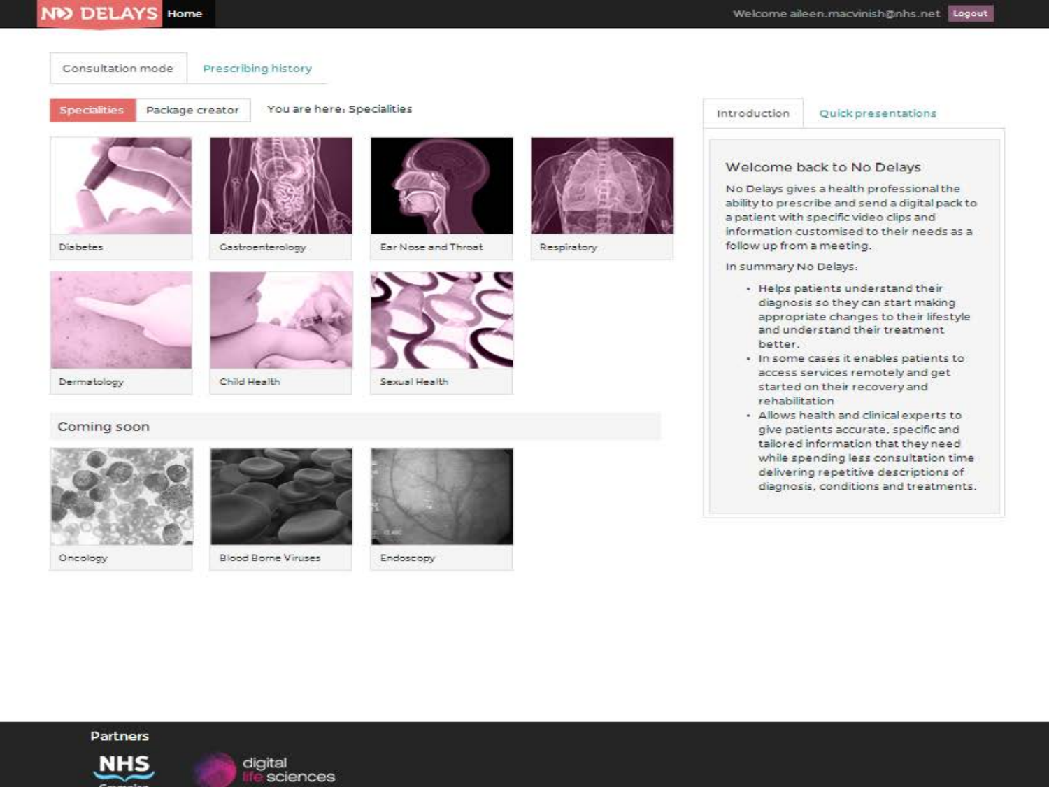NO DELAYS Home

Welcome aileen.macvinish@nhs.net Logout

Consultation mode | Prescribing history

Specialities | Package creator | You are here: Specialities

Diabetes

Gastroenterology

Ear Nose and Throat

Respiratory

Dermatology

Child Health

Sexual Health

## Coming soon

Oncology

Blood Borne Viruses

Endoscopy

Introduction | Quick presentations

### Welcome back to No Delays

No Delays gives a health professional the ability to prescribe and send a digital pack to a patient with specific video clips and information customised to their needs as a follow up from a meeting.

In summary No Delays:

- Helps patients understand their diagnosis so they can start making appropriate changes to their lifestyle and understand their treatment better.
- In some cases it enables patients to access services remotely and get started on their recovery and rehabilitation
- Allows health and clinical experts to give patients accurate, specific and tailored information that they need while spending less consultation time delivering repetitive descriptions of diagnosis, conditions and treatments.

Partners

NHS Grampian

digital life sciences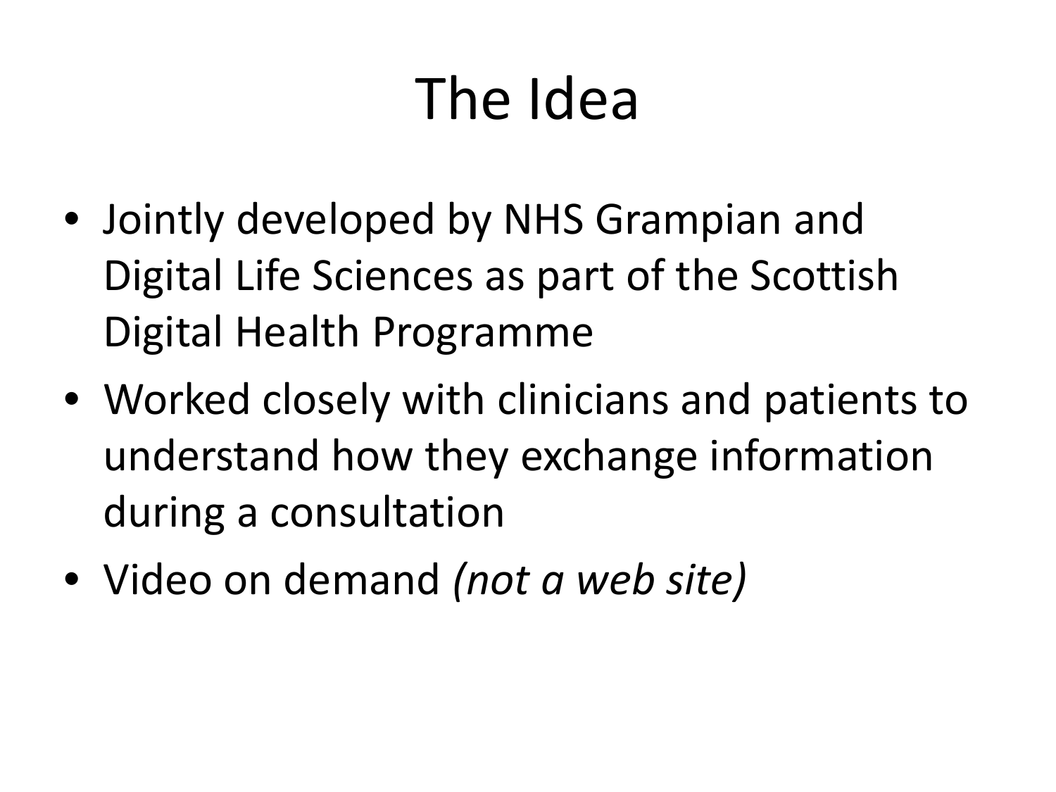# The Idea

- Jointly developed by NHS Grampian and Digital Life Sciences as part of the Scottish Digital Health Programme
- Worked closely with clinicians and patients to understand how they exchange information during a consultation
- Video on demand *(not a web site)*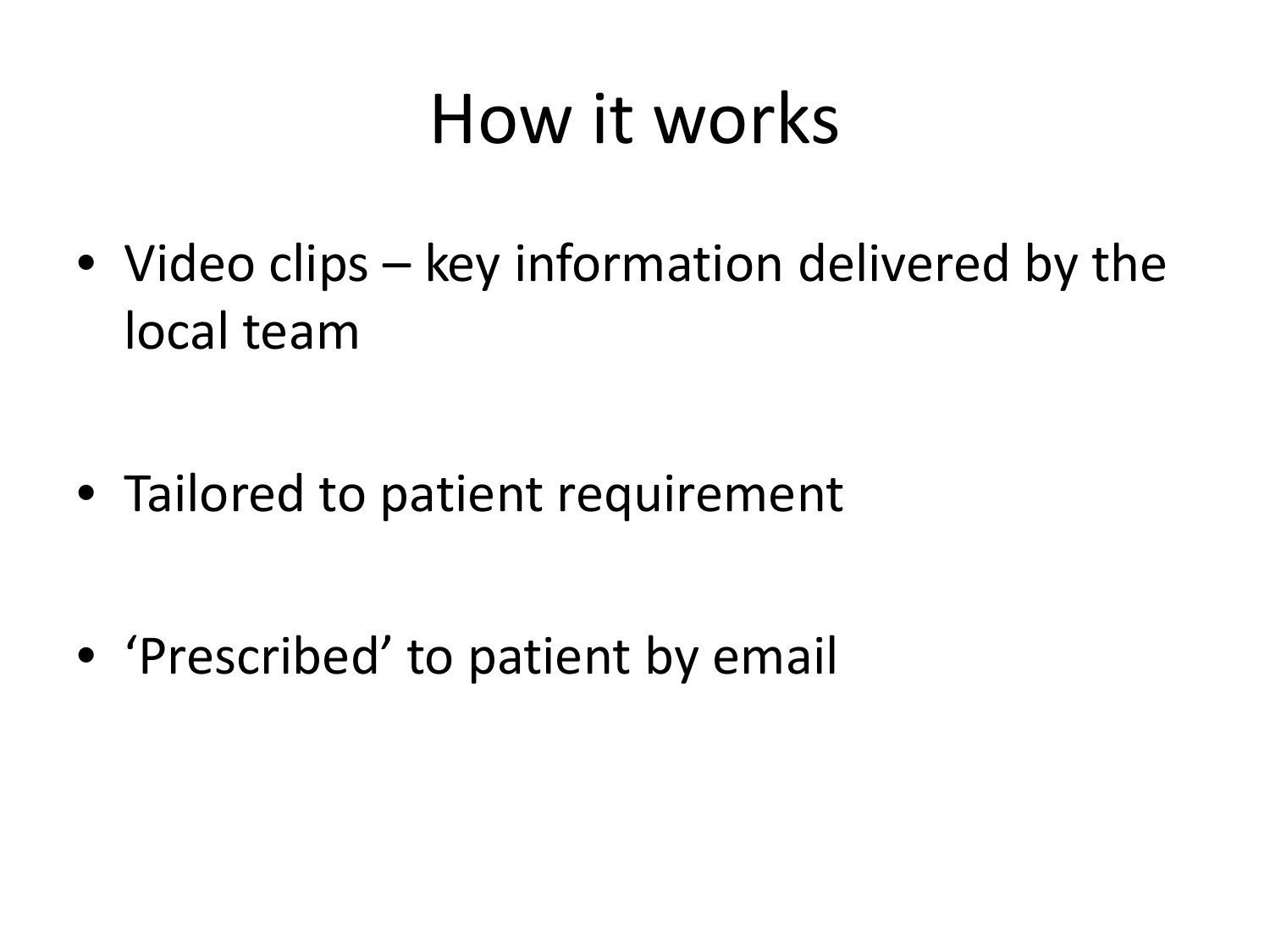# How it works

- Video clips – key information delivered by the local team
- Tailored to patient requirement
- 'Prescribed' to patient by email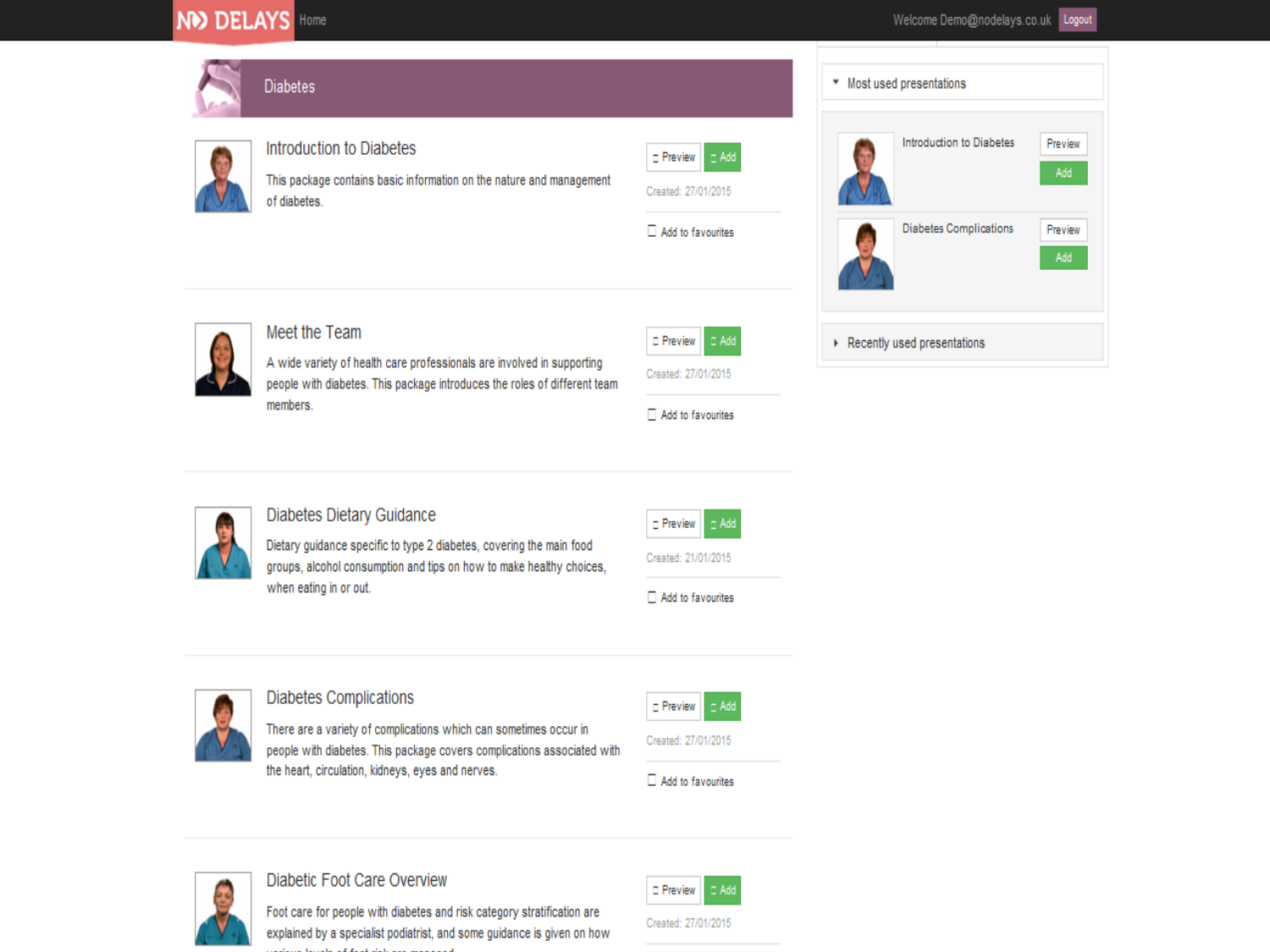NO DELAYS Home Welcome Demo@nodelays.co.uk Logout

# Diabetes

## Introduction to Diabetes

This package contains basic information on the nature and management of diabetes.

Preview Add

Created: 27/01/2015

Add to favourites

## Meet the Team

A wide variety of health care professionals are involved in supporting people with diabetes. This package introduces the roles of different team members.

Preview Add

Created: 27/01/2015

Add to favourites

## Diabetes Dietary Guidance

Dietary guidance specific to type 2 diabetes, covering the main food groups, alcohol consumption and tips on how to make healthy choices, when eating in or out.

Preview Add

Created: 21/01/2015

Add to favourites

## Diabetes Complications

There are a variety of complications which can sometimes occur in people with diabetes. This package covers complications associated with the heart, circulation, kidneys, eyes and nerves.

Preview Add

Created: 27/01/2015

Add to favourites

## Diabetic Foot Care Overview

Foot care for people with diabetes and risk category stratification are explained by a specialist podiatrist, and some guidance is given on how

Preview Add

Created: 27/01/2015

**Most used presentations**

Introduction to Diabetes — Preview Add

Diabetes Complications — Preview Add

**Recently used presentations**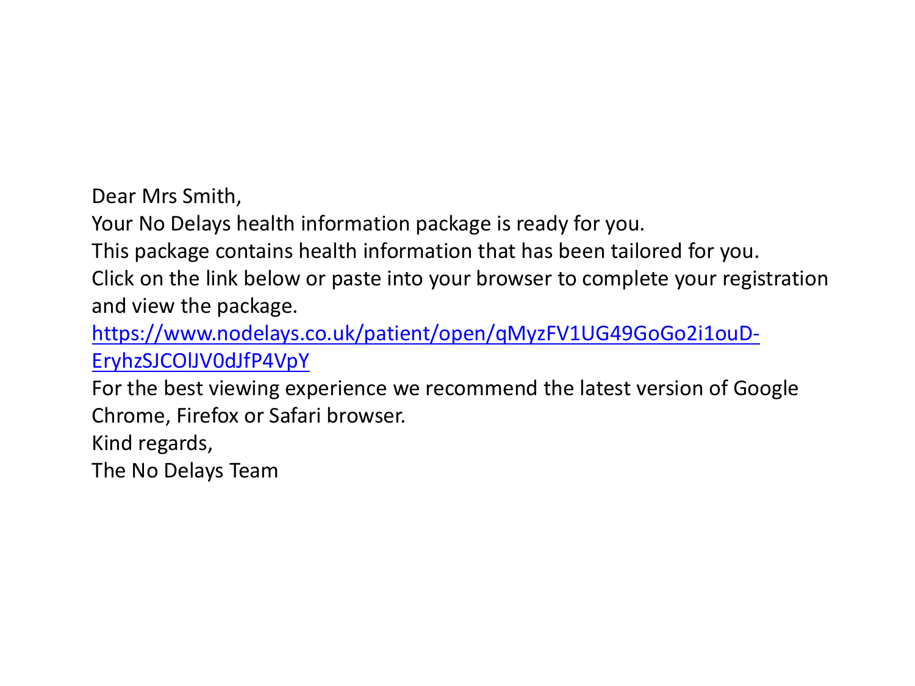Dear Mrs Smith,

Your No Delays health information package is ready for you.

This package contains health information that has been tailored for you.

Click on the link below or paste into your browser to complete your registration and view the package.

https://www.nodelays.co.uk/patient/open/qMyzFV1UG49GoGo2i1ouD-EryhzSJCOlJV0dJfP4VpY

For the best viewing experience we recommend the latest version of Google Chrome, Firefox or Safari browser.

Kind regards,

The No Delays Team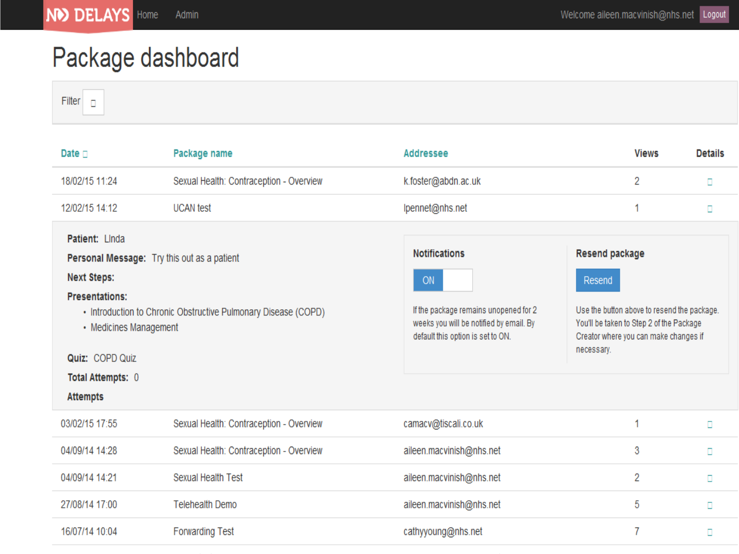ND DELAYS Home Admin Welcome aileen.macvinish@nhs.net Logout

# Package dashboard

Filter

| Date | Package name | Addressee | Views | Details |
| --- | --- | --- | --- | --- |
| 18/02/15 11:24 | Sexual Health: Contraception - Overview | k.foster@abdn.ac.uk | 2 | |
| 12/02/15 14:12 | UCAN test | lpennet@nhs.net | 1 | |

**Patient:** LInda

**Personal Message:** Try this out as a patient

**Next Steps:**

**Presentations:**

- Introduction to Chronic Obstructive Pulmonary Disease (COPD)
- Medicines Management

**Quiz:** COPD Quiz

**Total Attempts:** 0

**Attempts**

**Notifications**

ON

If the package remains unopened for 2 weeks you will be notified by email. By default this option is set to ON.

**Resend package**

Resend

Use the button above to resend the package. You'll be taken to Step 2 of the Package Creator where you can make changes if necessary.

| Date | Package name | Addressee | Views | Details |
| --- | --- | --- | --- | --- |
| 03/02/15 17:55 | Sexual Health: Contraception - Overview | camacv@tiscali.co.uk | 1 | |
| 04/09/14 14:28 | Sexual Health: Contraception - Overview | aileen.macvinish@nhs.net | 3 | |
| 04/09/14 14:21 | Sexual Health Test | aileen.macvinish@nhs.net | 2 | |
| 27/08/14 17:00 | Telehealth Demo | aileen.macvinish@nhs.net | 5 | |
| 16/07/14 10:04 | Forwarding Test | cathyyoung@nhs.net | 7 | |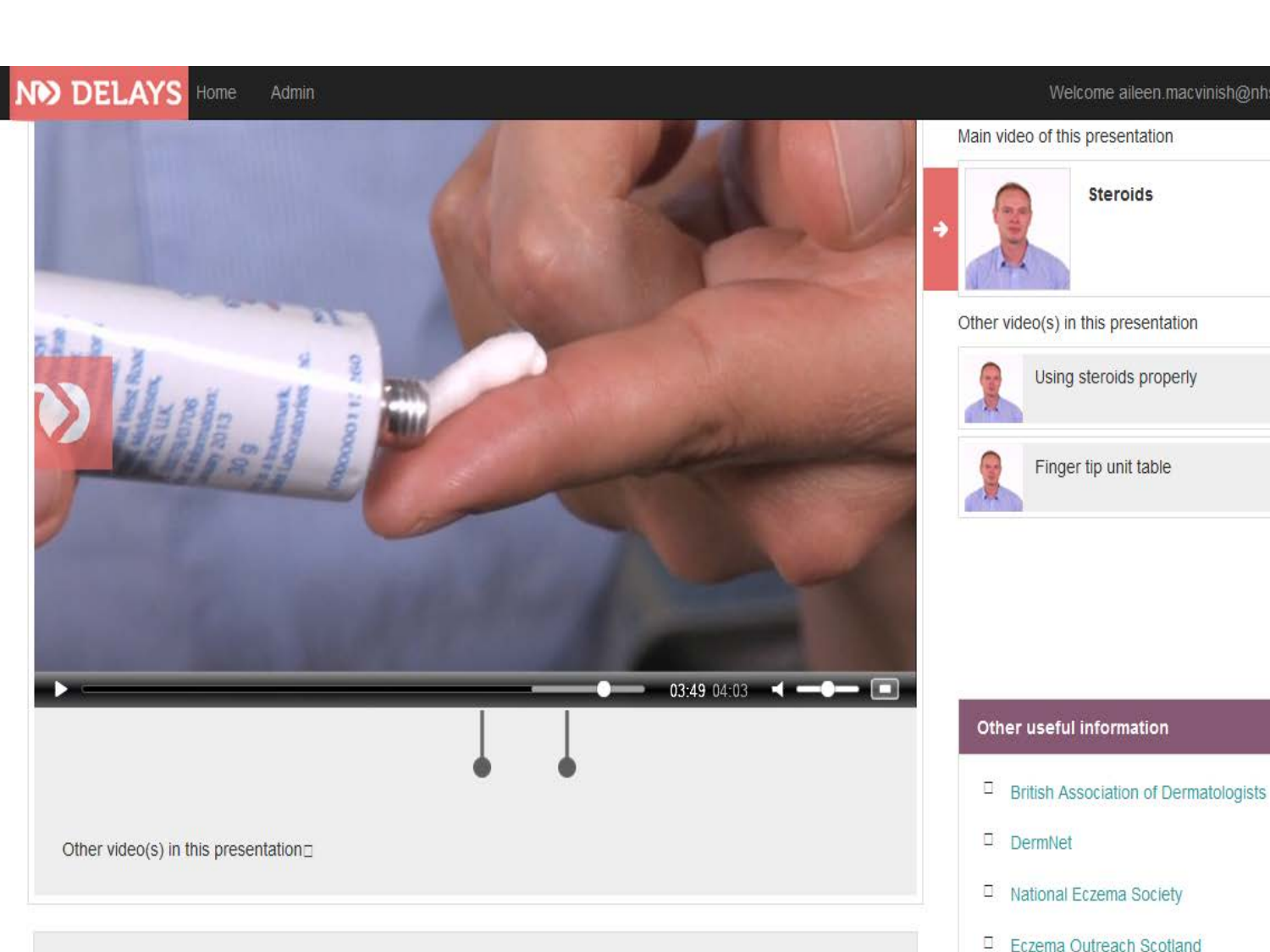NO DELAYS Home Admin Welcome aileen.macvinish@nh

Main video of this presentation

**Steroids**

Other video(s) in this presentation

Using steroids properly

Finger tip unit table

03:49 04:03

Other video(s) in this presentation

## Other useful information

- British Association of Dermatologists
- DermNet
- National Eczema Society
- Eczema Outreach Scotland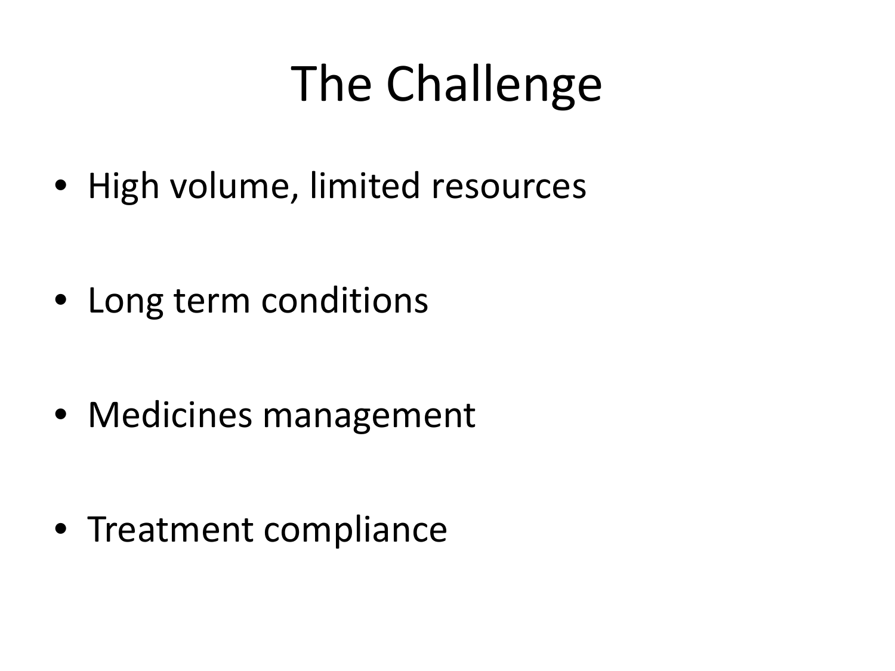# The Challenge

- High volume, limited resources
- Long term conditions
- Medicines management
- Treatment compliance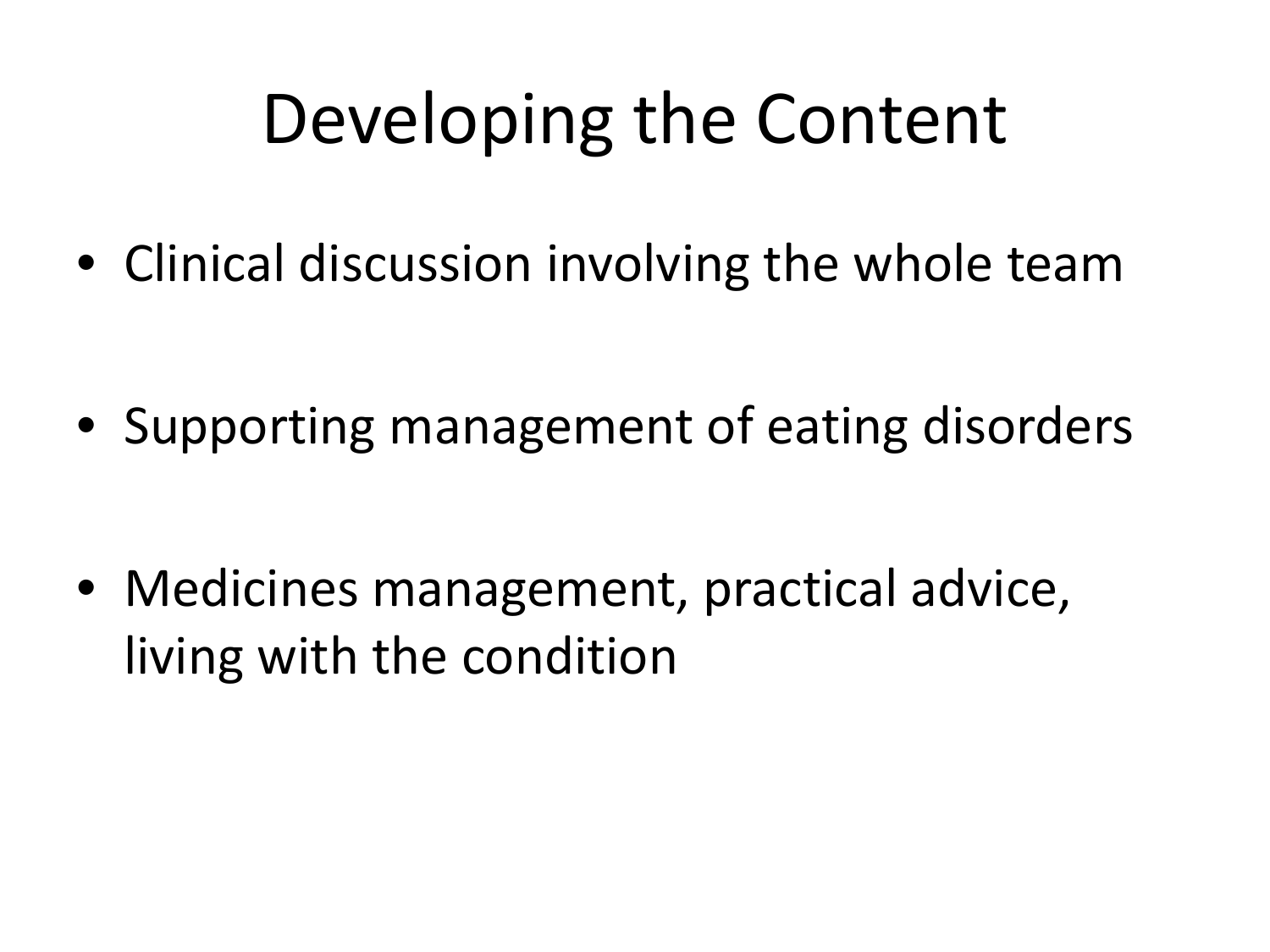# Developing the Content

- Clinical discussion involving the whole team
- Supporting management of eating disorders
- Medicines management, practical advice, living with the condition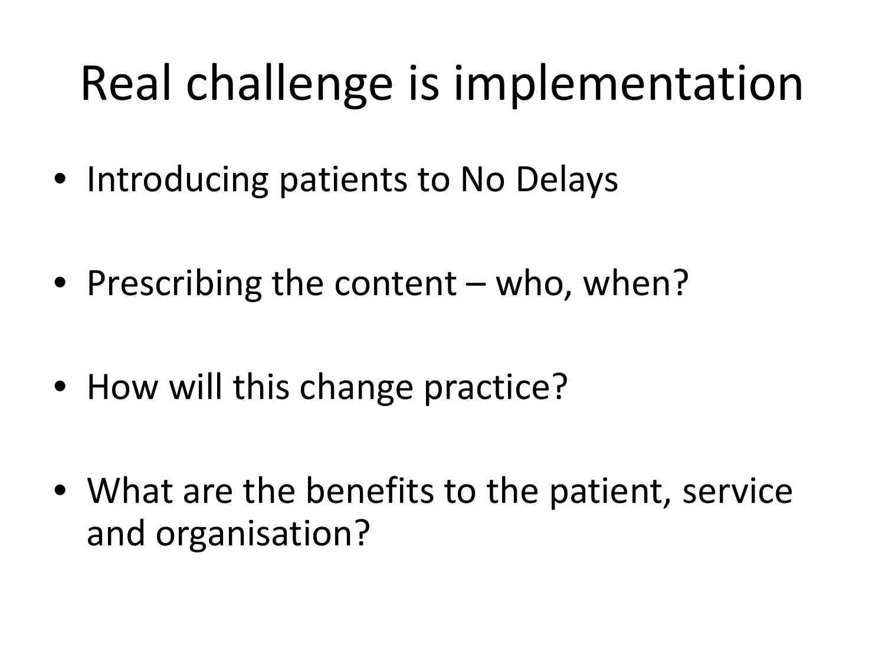# Real challenge is implementation

- Introducing patients to No Delays
- Prescribing the content – who, when?
- How will this change practice?
- What are the benefits to the patient, service and organisation?